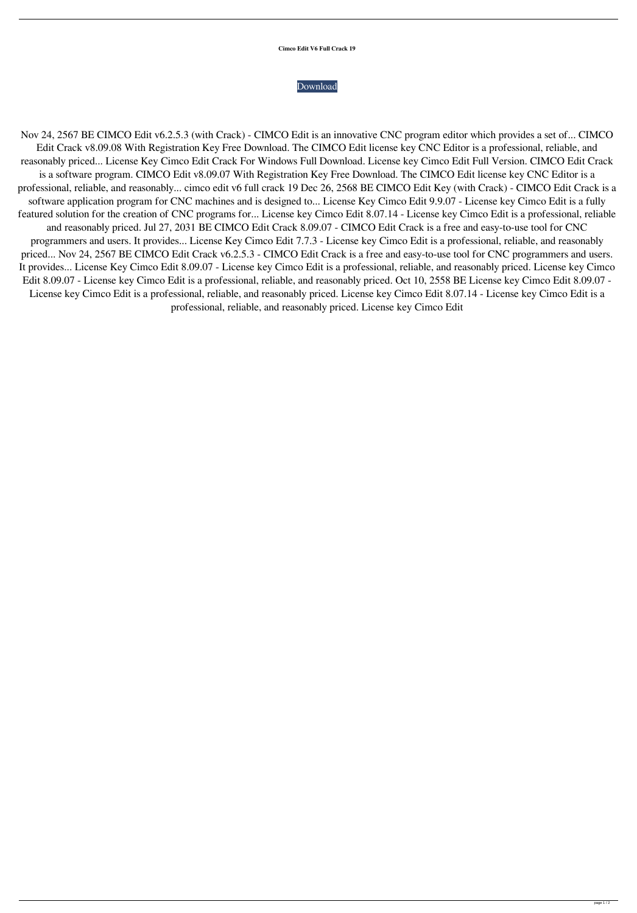**Cimco Edit V6 Full Crack 19**

Download

Nov 24, 2567 BE CIMCO Edit v6.2.5.3 (with Crack) - CIMCO Edit is an innovative CNC program editor which provides a set of... CIMCO Edit Crack v8.09.08 With Registration Key Free Download. The CIMCO Edit license key CNC Editor is a professional, reliable, and reasonably priced... License Key Cimco Edit Crack For Windows Full Download. License key Cimco Edit Full Version. CIMCO Edit Crack is a software program. CIMCO Edit v8.09.07 With Registration Key Free Download. The CIMCO Edit license key CNC Editor is a professional, reliable, and reasonably... cimco edit v6 full crack 19 Dec 26, 2568 BE CIMCO Edit Key (with Crack) - CIMCO Edit Crack is a software application program for CNC machines and is designed to... License Key Cimco Edit 9.9.07 - License key Cimco Edit is a fully featured solution for the creation of CNC programs for... License key Cimco Edit 8.07.14 - License key Cimco Edit is a professional, reliable and reasonably priced. Jul 27, 2031 BE CIMCO Edit Crack 8.09.07 - CIMCO Edit Crack is a free and easy-to-use tool for CNC programmers and users. It provides... License Key Cimco Edit 7.7.3 - License key Cimco Edit is a professional, reliable, and reasonably priced... Nov 24, 2567 BE CIMCO Edit Crack v6.2.5.3 - CIMCO Edit Crack is a free and easy-to-use tool for CNC programmers and users. It provides... License Key Cimco Edit 8.09.07 - License key Cimco Edit is a professional, reliable, and reasonably priced. License key Cimco Edit 8.09.07 - License key Cimco Edit is a professional, reliable, and reasonably priced. Oct 10, 2558 BE License key Cimco Edit 8.09.07 - License key Cimco Edit is a professional, reliable, and reasonably priced. License key Cimco Edit 8.07.14 - License key Cimco Edit is a professional, reliable, and reasonably priced. License key Cimco Edit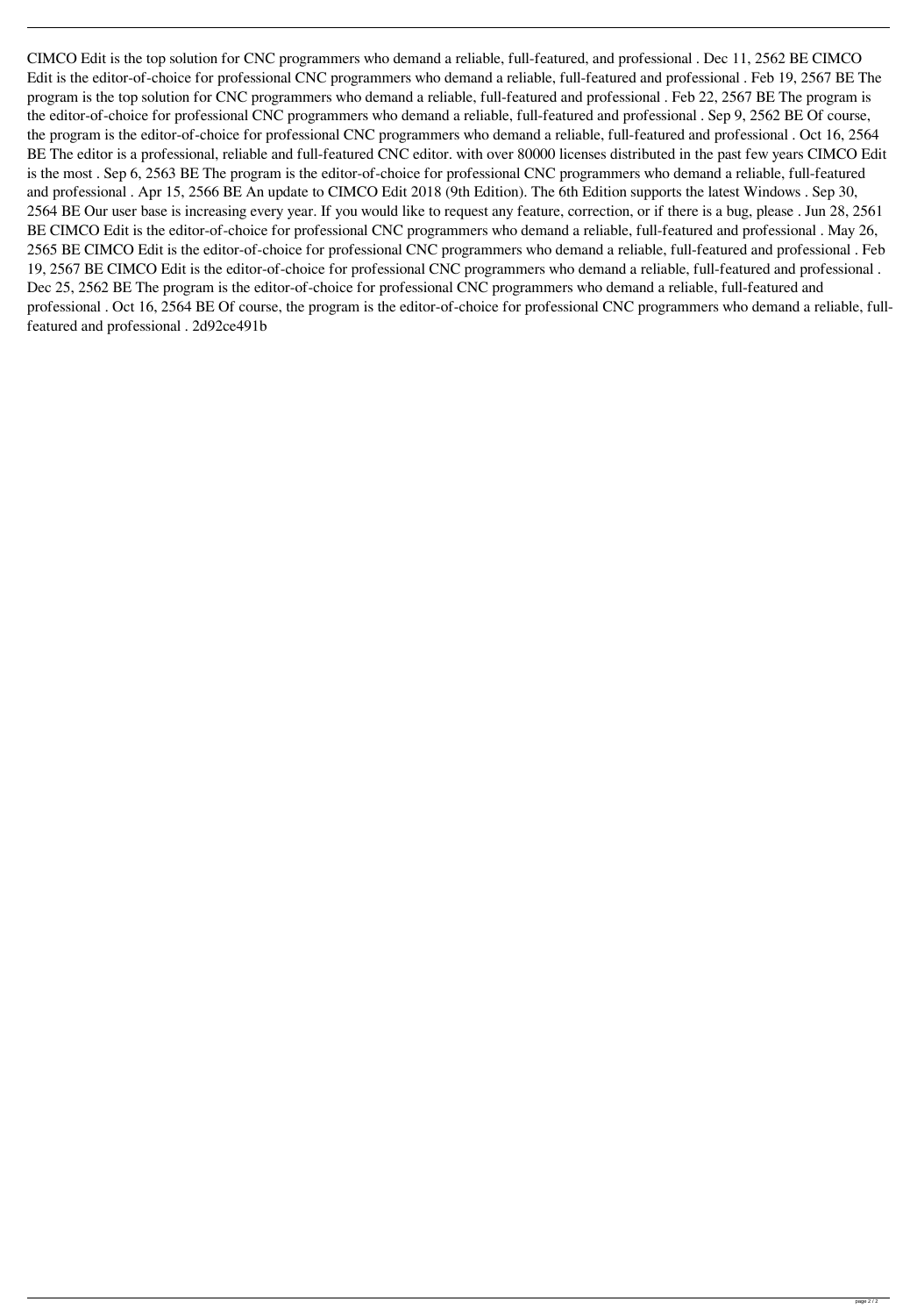CIMCO Edit is the top solution for CNC programmers who demand a reliable, full-featured, and professional . Dec 11, 2562 BE CIMCO Edit is the editor-of-choice for professional CNC programmers who demand a reliable, full-featured and professional . Feb 19, 2567 BE The program is the top solution for CNC programmers who demand a reliable, full-featured and professional . Feb 22, 2567 BE The program is the editor-of-choice for professional CNC programmers who demand a reliable, full-featured and professional . Sep 9, 2562 BE Of course, the program is the editor-of-choice for professional CNC programmers who demand a reliable, full-featured and professional . Oct 16, 2564 BE The editor is a professional, reliable and full-featured CNC editor. with over 80000 licenses distributed in the past few years CIMCO Edit is the most . Sep 6, 2563 BE The program is the editor-of-choice for professional CNC programmers who demand a reliable, full-featured and professional . Apr 15, 2566 BE An update to CIMCO Edit 2018 (9th Edition). The 6th Edition supports the latest Windows . Sep 30, 2564 BE Our user base is increasing every year. If you would like to request any feature, correction, or if there is a bug, please . Jun 28, 2561 BE CIMCO Edit is the editor-of-choice for professional CNC programmers who demand a reliable, full-featured and professional . May 26, 2565 BE CIMCO Edit is the editor-of-choice for professional CNC programmers who demand a reliable, full-featured and professional . Feb 19, 2567 BE CIMCO Edit is the editor-of-choice for professional CNC programmers who demand a reliable, full-featured and professional . Dec 25, 2562 BE The program is the editor-of-choice for professional CNC programmers who demand a reliable, full-featured and professional . Oct 16, 2564 BE Of course, the program is the editor-of-choice for professional CNC programmers who demand a reliable, full-featured and professional . 2d92ce491b